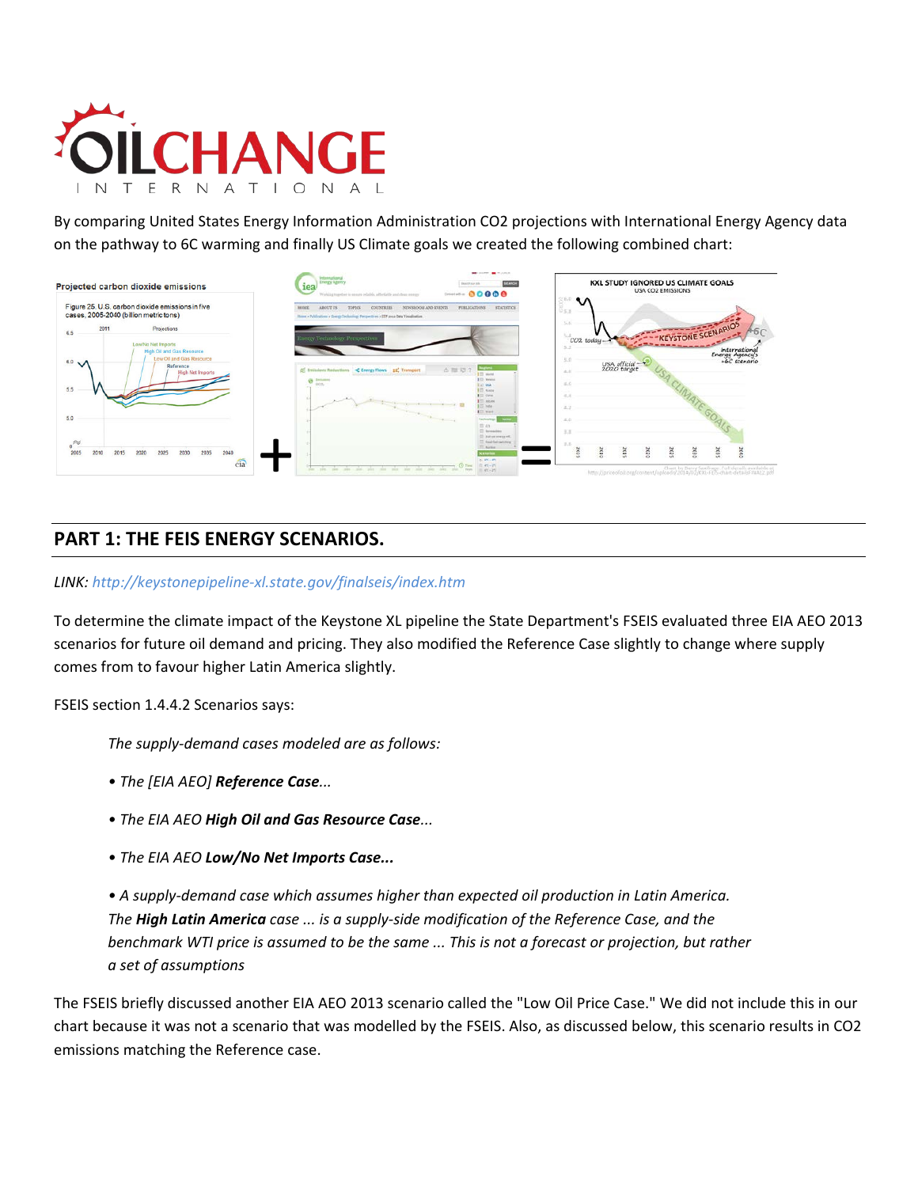By comparing United States Energy Information Administration $CO_2$ projections with International Energy Agency data on the pathway to 6C warming and finally US Climate goals we created the following combined chart:

## PART 1: THE FEIS ENERGY SCENARIOS.

*LINK: http://keystonepipeline-xl.state.gov/finalseis/index.htm*

To determine the climate impact of the Keystone XL pipeline the State Department's FSEIS evaluated three EIA AEO 2013 scenarios for future oil demand and pricing. They also modified the Reference Case slightly to change where supply comes from to favour higher Latin America slightly.

FSEIS section 1.4.4.2 Scenarios says:

> *The supply-demand cases modeled are as follows:*
>
> *• The [EIA AEO] **Reference Case**...*
>
> *• The EIA AEO **High Oil and Gas Resource Case**...*
>
> *• The EIA AEO **Low/No Net Imports Case...***
>
> *• A supply-demand case which assumes higher than expected oil production in Latin America. The **High Latin America** case ... is a supply-side modification of the Reference Case, and the benchmark WTI price is assumed to be the same ... This is not a forecast or projection, but rather a set of assumptions*

The FSEIS briefly discussed another EIA AEO 2013 scenario called the "Low Oil Price Case." We did not include this in our chart because it was not a scenario that was modelled by the FSEIS. Also, as discussed below, this scenario results in $CO_2$ emissions matching the Reference case.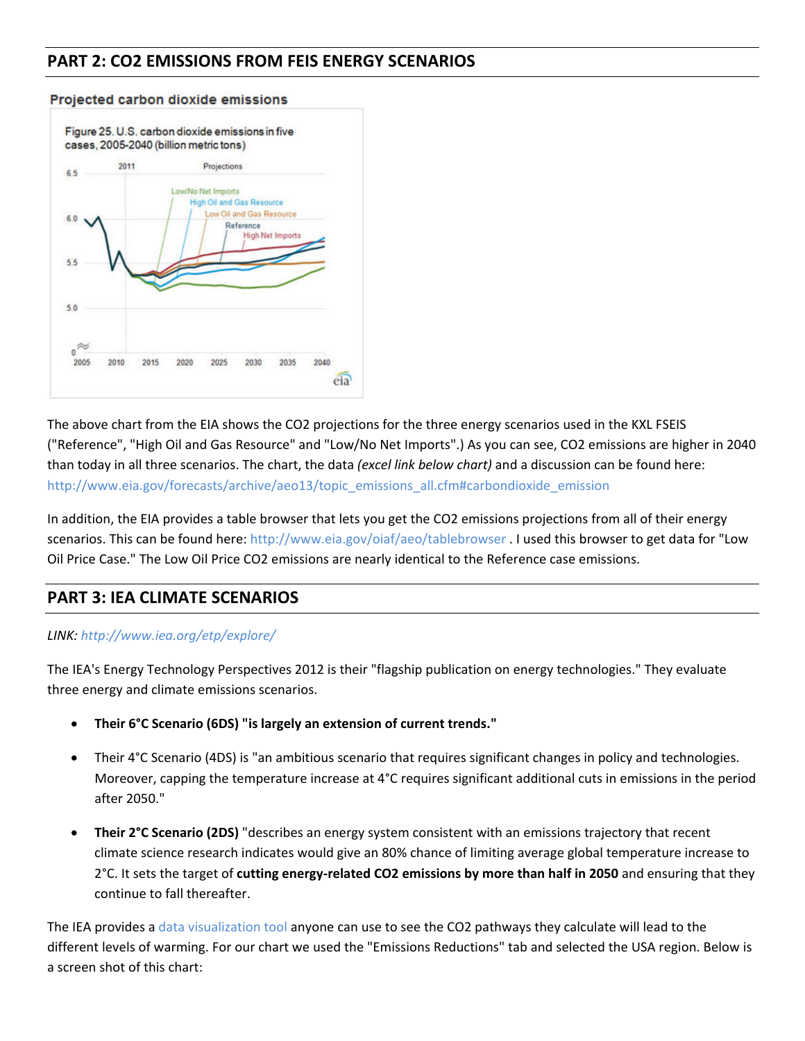## PART 2: CO2 EMISSIONS FROM FEIS ENERGY SCENARIOS

The above chart from the EIA shows the CO2 projections for the three energy scenarios used in the KXL FSEIS ("Reference", "High Oil and Gas Resource" and "Low/No Net Imports".) As you can see, CO2 emissions are higher in 2040 than today in all three scenarios. The chart, the data *(excel link below chart)* and a discussion can be found here: http://www.eia.gov/forecasts/archive/aeo13/topic_emissions_all.cfm#carbondioxide_emission

In addition, the EIA provides a table browser that lets you get the CO2 emissions projections from all of their energy scenarios. This can be found here: http://www.eia.gov/oiaf/aeo/tablebrowser . I used this browser to get data for "Low Oil Price Case." The Low Oil Price CO2 emissions are nearly identical to the Reference case emissions.

## PART 3: IEA CLIMATE SCENARIOS

*LINK: http://www.iea.org/etp/explore/*

The IEA's Energy Technology Perspectives 2012 is their "flagship publication on energy technologies." They evaluate three energy and climate emissions scenarios.

- **Their 6°C Scenario (6DS) "is largely an extension of current trends."**
- Their 4°C Scenario (4DS) is "an ambitious scenario that requires significant changes in policy and technologies. Moreover, capping the temperature increase at 4°C requires significant additional cuts in emissions in the period after 2050."
- **Their 2°C Scenario (2DS)** "describes an energy system consistent with an emissions trajectory that recent climate science research indicates would give an 80% chance of limiting average global temperature increase to 2°C. It sets the target of **cutting energy-related CO2 emissions by more than half in 2050** and ensuring that they continue to fall thereafter.

The IEA provides a data visualization tool anyone can use to see the CO2 pathways they calculate will lead to the different levels of warming. For our chart we used the "Emissions Reductions" tab and selected the USA region. Below is a screen shot of this chart: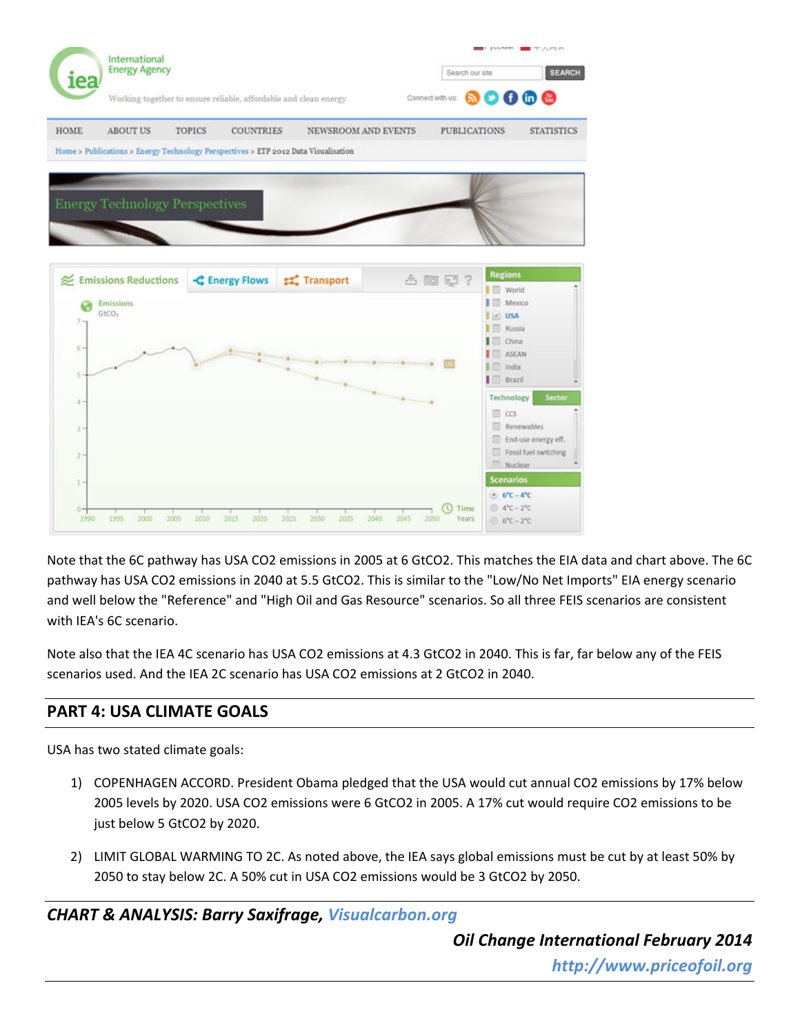International Energy Agency

iea

Working together to ensure reliable, affordable and clean energy

Search our site SEARCH

Connect with us:

HOME ABOUT US TOPICS COUNTRIES NEWSROOM AND EVENTS PUBLICATIONS STATISTICS

Home > Publications > Energy Technology Perspectives > ETP 2012 Data Visualisation

Energy Technology Perspectives

Emissions Reductions Energy Flows Transport

Emissions
$GtCO_2$

7
6
5
4
3
2
1
0

1990 1995 2000 2005 2010 2015 2020 2025 2030 2035 2040 2045 2050

US

Time
Years

Regions
World
Mexico
USA
Russia
China
ASEAN
India
Brazil

Technology Sector
CCS
Renewables
End-use energy eff.
Fossil fuel switching
Nuclear

Scenarios
6°C – 4°C
4°C – 2°C
6°C – 2°C

Note that the 6C pathway has USA CO2 emissions in 2005 at 6 GtCO2. This matches the EIA data and chart above. The 6C pathway has USA CO2 emissions in 2040 at 5.5 GtCO2. This is similar to the "Low/No Net Imports" EIA energy scenario and well below the "Reference" and "High Oil and Gas Resource" scenarios. So all three FEIS scenarios are consistent with IEA's 6C scenario.

Note also that the IEA 4C scenario has USA CO2 emissions at 4.3 GtCO2 in 2040. This is far, far below any of the FEIS scenarios used. And the IEA 2C scenario has USA CO2 emissions at 2 GtCO2 in 2040.

## PART 4: USA CLIMATE GOALS

USA has two stated climate goals:

1) COPENHAGEN ACCORD. President Obama pledged that the USA would cut annual CO2 emissions by 17% below 2005 levels by 2020. USA CO2 emissions were 6 GtCO2 in 2005. A 17% cut would require CO2 emissions to be just below 5 GtCO2 by 2020.

2) LIMIT GLOBAL WARMING TO 2C. As noted above, the IEA says global emissions must be cut by at least 50% by 2050 to stay below 2C. A 50% cut in USA CO2 emissions would be 3 GtCO2 by 2050.

***CHART & ANALYSIS: Barry Saxifrage, Visualcarbon.org***

***Oil Change International February 2014***

***http://www.priceofoil.org***